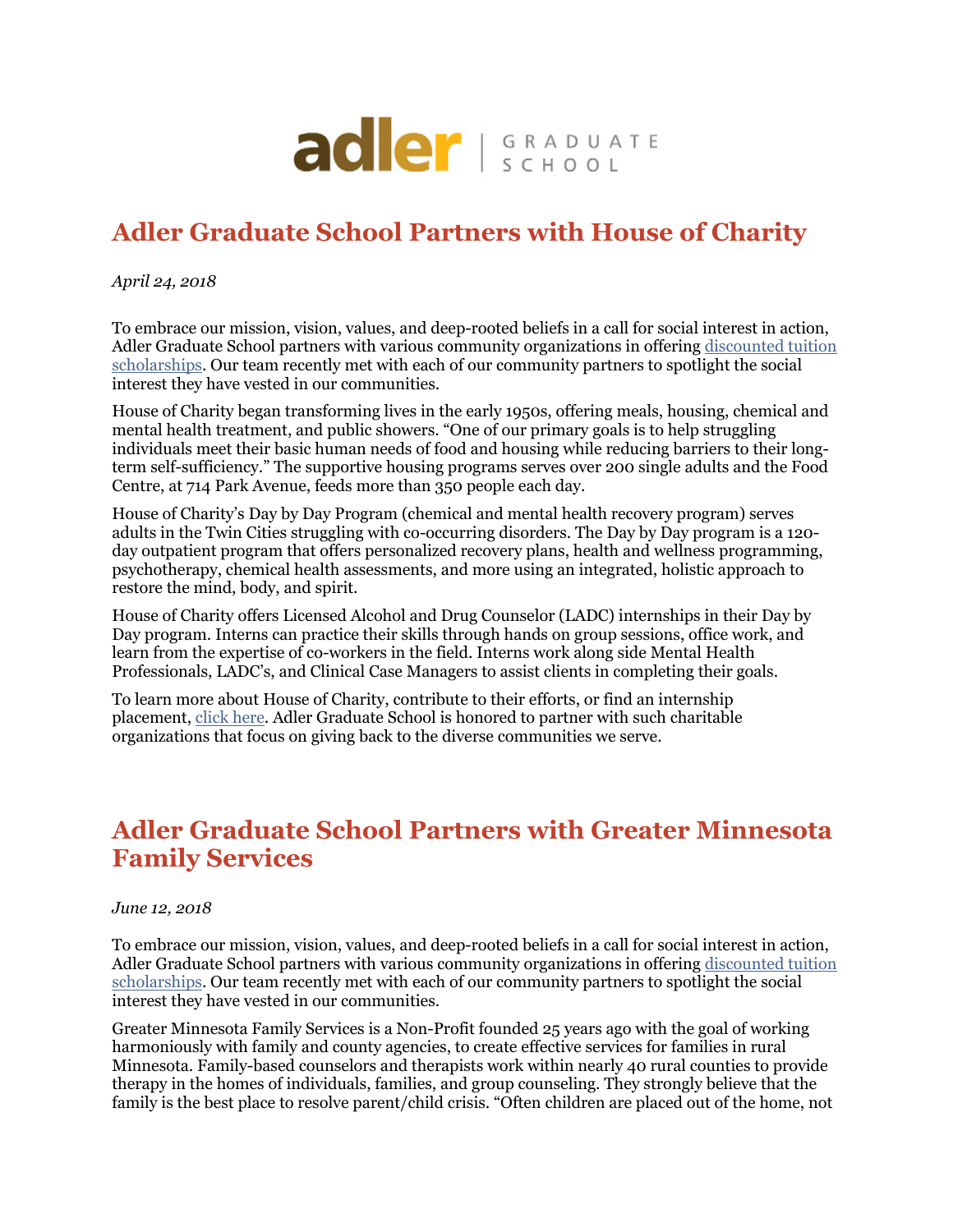adler | GRADUATE SCHOOL

# Adler Graduate School Partners with House of Charity

*April 24, 2018*

To embrace our mission, vision, values, and deep-rooted beliefs in a call for social interest in action, Adler Graduate School partners with various community organizations in offering [discounted tuition scholarships](). Our team recently met with each of our community partners to spotlight the social interest they have vested in our communities.

House of Charity began transforming lives in the early 1950s, offering meals, housing, chemical and mental health treatment, and public showers. "One of our primary goals is to help struggling individuals meet their basic human needs of food and housing while reducing barriers to their long-term self-sufficiency." The supportive housing programs serves over 200 single adults and the Food Centre, at 714 Park Avenue, feeds more than 350 people each day.

House of Charity's Day by Day Program (chemical and mental health recovery program) serves adults in the Twin Cities struggling with co-occurring disorders. The Day by Day program is a 120-day outpatient program that offers personalized recovery plans, health and wellness programming, psychotherapy, chemical health assessments, and more using an integrated, holistic approach to restore the mind, body, and spirit.

House of Charity offers Licensed Alcohol and Drug Counselor (LADC) internships in their Day by Day program. Interns can practice their skills through hands on group sessions, office work, and learn from the expertise of co-workers in the field. Interns work along side Mental Health Professionals, LADC's, and Clinical Case Managers to assist clients in completing their goals.

To learn more about House of Charity, contribute to their efforts, or find an internship placement, [click here](). Adler Graduate School is honored to partner with such charitable organizations that focus on giving back to the diverse communities we serve.

# Adler Graduate School Partners with Greater Minnesota Family Services

*June 12, 2018*

To embrace our mission, vision, values, and deep-rooted beliefs in a call for social interest in action, Adler Graduate School partners with various community organizations in offering [discounted tuition scholarships](). Our team recently met with each of our community partners to spotlight the social interest they have vested in our communities.

Greater Minnesota Family Services is a Non-Profit founded 25 years ago with the goal of working harmoniously with family and county agencies, to create effective services for families in rural Minnesota. Family-based counselors and therapists work within nearly 40 rural counties to provide therapy in the homes of individuals, families, and group counseling. They strongly believe that the family is the best place to resolve parent/child crisis. "Often children are placed out of the home, not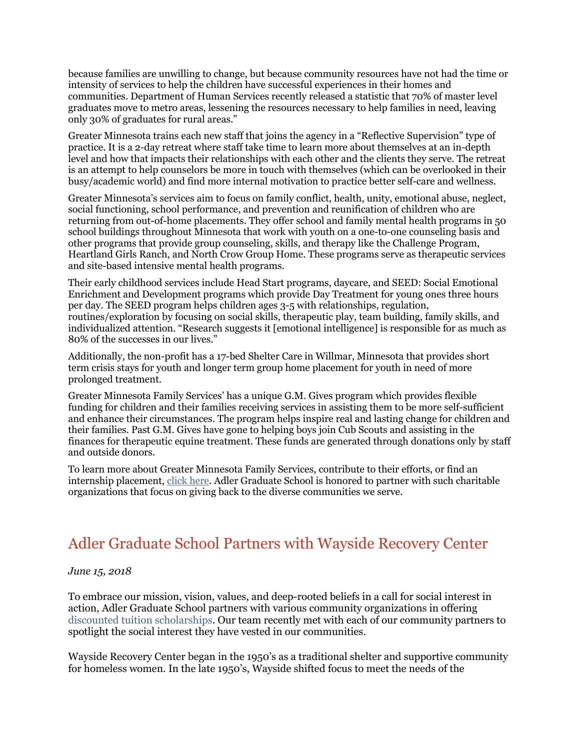because families are unwilling to change, but because community resources have not had the time or intensity of services to help the children have successful experiences in their homes and communities. Department of Human Services recently released a statistic that 70% of master level graduates move to metro areas, lessening the resources necessary to help families in need, leaving only 30% of graduates for rural areas."

Greater Minnesota trains each new staff that joins the agency in a "Reflective Supervision" type of practice. It is a 2-day retreat where staff take time to learn more about themselves at an in-depth level and how that impacts their relationships with each other and the clients they serve. The retreat is an attempt to help counselors be more in touch with themselves (which can be overlooked in their busy/academic world) and find more internal motivation to practice better self-care and wellness.

Greater Minnesota's services aim to focus on family conflict, health, unity, emotional abuse, neglect, social functioning, school performance, and prevention and reunification of children who are returning from out-of-home placements. They offer school and family mental health programs in 50 school buildings throughout Minnesota that work with youth on a one-to-one counseling basis and other programs that provide group counseling, skills, and therapy like the Challenge Program, Heartland Girls Ranch, and North Crow Group Home. These programs serve as therapeutic services and site-based intensive mental health programs.

Their early childhood services include Head Start programs, daycare, and SEED: Social Emotional Enrichment and Development programs which provide Day Treatment for young ones three hours per day. The SEED program helps children ages 3-5 with relationships, regulation, routines/exploration by focusing on social skills, therapeutic play, team building, family skills, and individualized attention. "Research suggests it [emotional intelligence] is responsible for as much as 80% of the successes in our lives."

Additionally, the non-profit has a 17-bed Shelter Care in Willmar, Minnesota that provides short term crisis stays for youth and longer term group home placement for youth in need of more prolonged treatment.

Greater Minnesota Family Services' has a unique G.M. Gives program which provides flexible funding for children and their families receiving services in assisting them to be more self-sufficient and enhance their circumstances. The program helps inspire real and lasting change for children and their families. Past G.M. Gives have gone to helping boys join Cub Scouts and assisting in the finances for therapeutic equine treatment. These funds are generated through donations only by staff and outside donors.

To learn more about Greater Minnesota Family Services, contribute to their efforts, or find an internship placement, click here. Adler Graduate School is honored to partner with such charitable organizations that focus on giving back to the diverse communities we serve.

## Adler Graduate School Partners with Wayside Recovery Center

*June 15, 2018*

To embrace our mission, vision, values, and deep-rooted beliefs in a call for social interest in action, Adler Graduate School partners with various community organizations in offering discounted tuition scholarships. Our team recently met with each of our community partners to spotlight the social interest they have vested in our communities.

Wayside Recovery Center began in the 1950's as a traditional shelter and supportive community for homeless women. In the late 1950's, Wayside shifted focus to meet the needs of the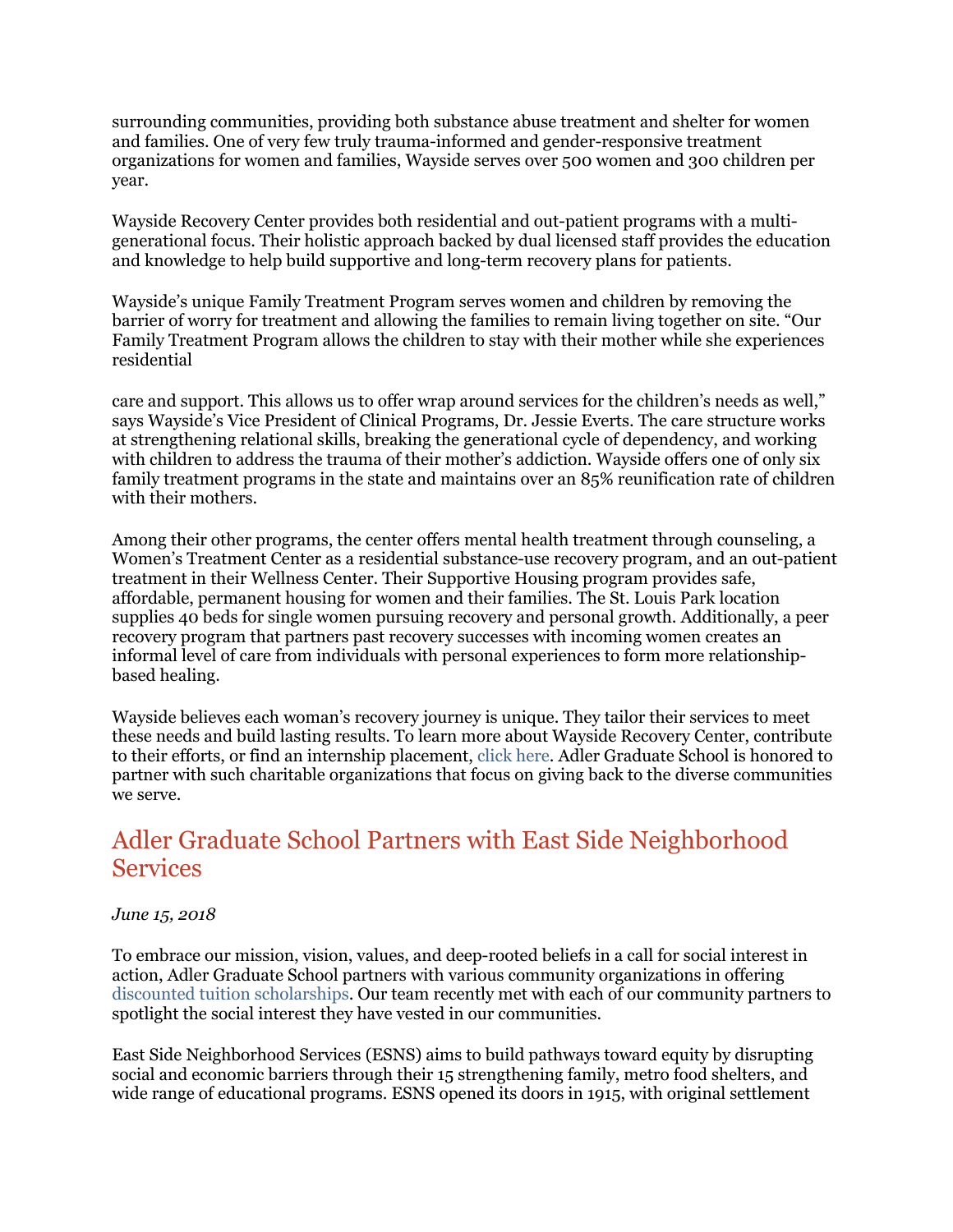surrounding communities, providing both substance abuse treatment and shelter for women and families. One of very few truly trauma-informed and gender-responsive treatment organizations for women and families, Wayside serves over 500 women and 300 children per year.

Wayside Recovery Center provides both residential and out-patient programs with a multi-generational focus. Their holistic approach backed by dual licensed staff provides the education and knowledge to help build supportive and long-term recovery plans for patients.

Wayside's unique Family Treatment Program serves women and children by removing the barrier of worry for treatment and allowing the families to remain living together on site. "Our Family Treatment Program allows the children to stay with their mother while she experiences residential care and support. This allows us to offer wrap around services for the children's needs as well," says Wayside's Vice President of Clinical Programs, Dr. Jessie Everts. The care structure works at strengthening relational skills, breaking the generational cycle of dependency, and working with children to address the trauma of their mother's addiction. Wayside offers one of only six family treatment programs in the state and maintains over an 85% reunification rate of children with their mothers.

Among their other programs, the center offers mental health treatment through counseling, a Women's Treatment Center as a residential substance-use recovery program, and an out-patient treatment in their Wellness Center. Their Supportive Housing program provides safe, affordable, permanent housing for women and their families. The St. Louis Park location supplies 40 beds for single women pursuing recovery and personal growth. Additionally, a peer recovery program that partners past recovery successes with incoming women creates an informal level of care from individuals with personal experiences to form more relationship-based healing.

Wayside believes each woman's recovery journey is unique. They tailor their services to meet these needs and build lasting results. To learn more about Wayside Recovery Center, contribute to their efforts, or find an internship placement, click here. Adler Graduate School is honored to partner with such charitable organizations that focus on giving back to the diverse communities we serve.

## Adler Graduate School Partners with East Side Neighborhood Services

*June 15, 2018*

To embrace our mission, vision, values, and deep-rooted beliefs in a call for social interest in action, Adler Graduate School partners with various community organizations in offering discounted tuition scholarships. Our team recently met with each of our community partners to spotlight the social interest they have vested in our communities.

East Side Neighborhood Services (ESNS) aims to build pathways toward equity by disrupting social and economic barriers through their 15 strengthening family, metro food shelters, and wide range of educational programs. ESNS opened its doors in 1915, with original settlement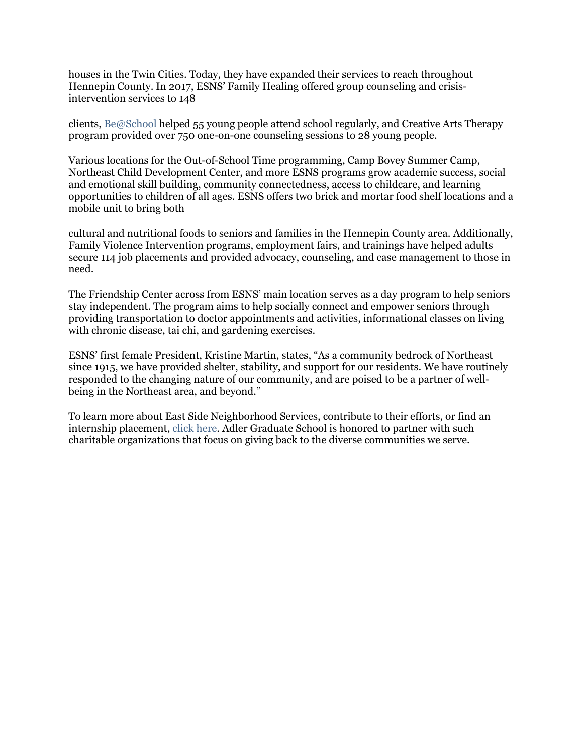houses in the Twin Cities. Today, they have expanded their services to reach throughout Hennepin County. In 2017, ESNS' Family Healing offered group counseling and crisis-intervention services to 148

clients, Be@School helped 55 young people attend school regularly, and Creative Arts Therapy program provided over 750 one-on-one counseling sessions to 28 young people.

Various locations for the Out-of-School Time programming, Camp Bovey Summer Camp, Northeast Child Development Center, and more ESNS programs grow academic success, social and emotional skill building, community connectedness, access to childcare, and learning opportunities to children of all ages. ESNS offers two brick and mortar food shelf locations and a mobile unit to bring both

cultural and nutritional foods to seniors and families in the Hennepin County area. Additionally, Family Violence Intervention programs, employment fairs, and trainings have helped adults secure 114 job placements and provided advocacy, counseling, and case management to those in need.

The Friendship Center across from ESNS' main location serves as a day program to help seniors stay independent. The program aims to help socially connect and empower seniors through providing transportation to doctor appointments and activities, informational classes on living with chronic disease, tai chi, and gardening exercises.

ESNS' first female President, Kristine Martin, states, "As a community bedrock of Northeast since 1915, we have provided shelter, stability, and support for our residents. We have routinely responded to the changing nature of our community, and are poised to be a partner of well-being in the Northeast area, and beyond."

To learn more about East Side Neighborhood Services, contribute to their efforts, or find an internship placement, click here. Adler Graduate School is honored to partner with such charitable organizations that focus on giving back to the diverse communities we serve.